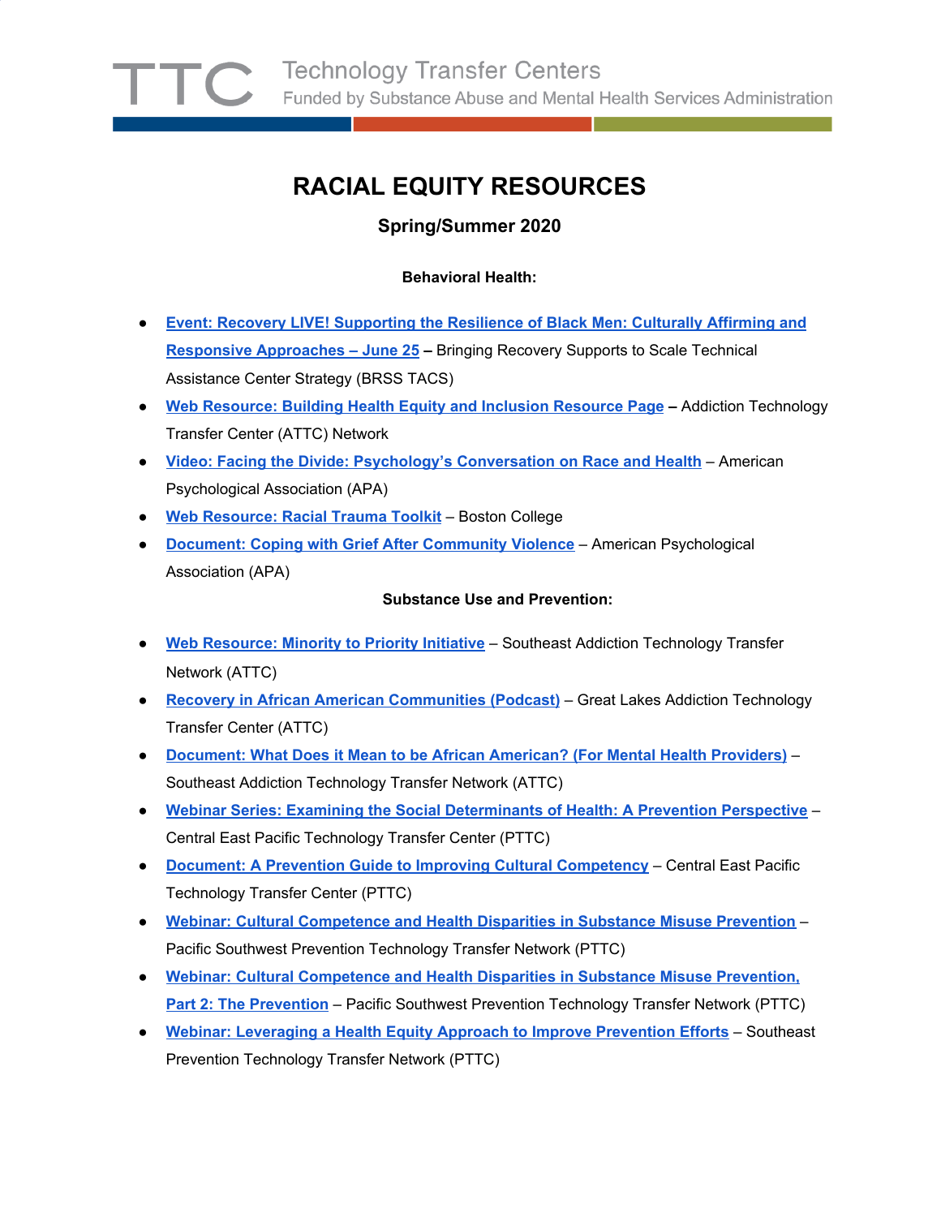TTC Technology Transfer Centers
Funded by Substance Abuse and Mental Health Services Administration

# RACIAL EQUITY RESOURCES

## Spring/Summer 2020

### Behavioral Health:

- **Event: Recovery LIVE! Supporting the Resilience of Black Men: Culturally Affirming and Responsive Approaches – June 25** – Bringing Recovery Supports to Scale Technical Assistance Center Strategy (BRSS TACS)
- **Web Resource: Building Health Equity and Inclusion Resource Page** – Addiction Technology Transfer Center (ATTC) Network
- **Video: Facing the Divide: Psychology's Conversation on Race and Health** – American Psychological Association (APA)
- **Web Resource: Racial Trauma Toolkit** – Boston College
- **Document: Coping with Grief After Community Violence** – American Psychological Association (APA)

### Substance Use and Prevention:

- **Web Resource: Minority to Priority Initiative** – Southeast Addiction Technology Transfer Network (ATTC)
- **Recovery in African American Communities (Podcast)** – Great Lakes Addiction Technology Transfer Center (ATTC)
- **Document: What Does it Mean to be African American? (For Mental Health Providers)** – Southeast Addiction Technology Transfer Network (ATTC)
- **Webinar Series: Examining the Social Determinants of Health: A Prevention Perspective** – Central East Pacific Technology Transfer Center (PTTC)
- **Document: A Prevention Guide to Improving Cultural Competency** – Central East Pacific Technology Transfer Center (PTTC)
- **Webinar: Cultural Competence and Health Disparities in Substance Misuse Prevention** – Pacific Southwest Prevention Technology Transfer Network (PTTC)
- **Webinar: Cultural Competence and Health Disparities in Substance Misuse Prevention, Part 2: The Prevention** – Pacific Southwest Prevention Technology Transfer Network (PTTC)
- **Webinar: Leveraging a Health Equity Approach to Improve Prevention Efforts** – Southeast Prevention Technology Transfer Network (PTTC)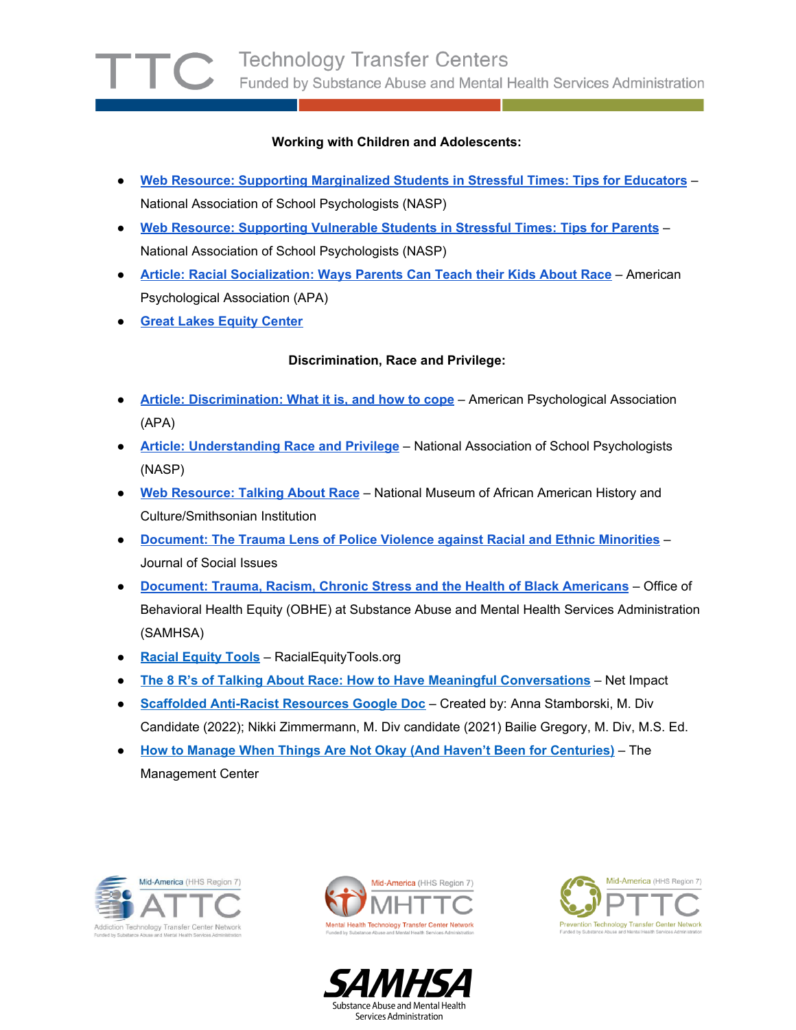**Working with Children and Adolescents:**

- **Web Resource: Supporting Marginalized Students in Stressful Times: Tips for Educators** – National Association of School Psychologists (NASP)
- **Web Resource: Supporting Vulnerable Students in Stressful Times: Tips for Parents** – National Association of School Psychologists (NASP)
- **Article: Racial Socialization: Ways Parents Can Teach their Kids About Race** – American Psychological Association (APA)
- **Great Lakes Equity Center**

**Discrimination, Race and Privilege:**

- **Article: Discrimination: What it is, and how to cope** – American Psychological Association (APA)
- **Article: Understanding Race and Privilege** – National Association of School Psychologists (NASP)
- **Web Resource: Talking About Race** – National Museum of African American History and Culture/Smithsonian Institution
- **Document: The Trauma Lens of Police Violence against Racial and Ethnic Minorities** – Journal of Social Issues
- **Document: Trauma, Racism, Chronic Stress and the Health of Black Americans** – Office of Behavioral Health Equity (OBHE) at Substance Abuse and Mental Health Services Administration (SAMHSA)
- **Racial Equity Tools** – RacialEquityTools.org
- **The 8 R's of Talking About Race: How to Have Meaningful Conversations** – Net Impact
- **Scaffolded Anti-Racist Resources Google Doc** – Created by: Anna Stamborski, M. Div Candidate (2022); Nikki Zimmermann, M. Div candidate (2021) Bailie Gregory, M. Div, M.S. Ed.
- **How to Manage When Things Are Not Okay (And Haven't Been for Centuries)** – The Management Center